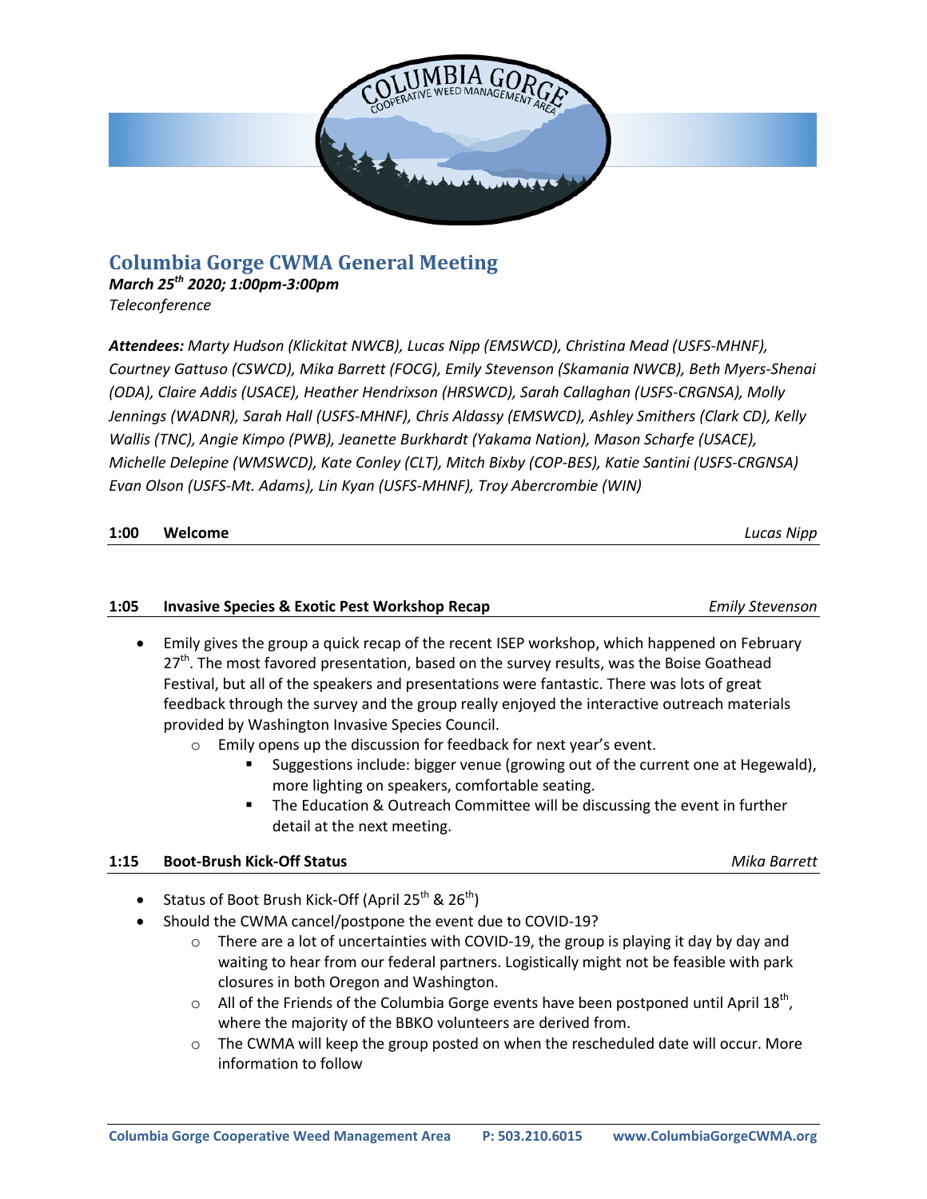# Columbia Gorge CWMA General Meeting

***March 25th 2020; 1:00pm-3:00pm***

*Teleconference*

***Attendees:*** *Marty Hudson (Klickitat NWCB), Lucas Nipp (EMSWCD), Christina Mead (USFS-MHNF), Courtney Gattuso (CSWCD), Mika Barrett (FOCG), Emily Stevenson (Skamania NWCB), Beth Myers-Shenai (ODA), Claire Addis (USACE), Heather Hendrixson (HRSWCD), Sarah Callaghan (USFS-CRGNSA), Molly Jennings (WADNR), Sarah Hall (USFS-MHNF), Chris Aldassy (EMSWCD), Ashley Smithers (Clark CD), Kelly Wallis (TNC), Angie Kimpo (PWB), Jeanette Burkhardt (Yakama Nation), Mason Scharfe (USACE), Michelle Delepine (WMSWCD), Kate Conley (CLT), Mitch Bixby (COP-BES), Katie Santini (USFS-CRGNSA) Evan Olson (USFS-Mt. Adams), Lin Kyan (USFS-MHNF), Troy Abercrombie (WIN)*

**1:00 Welcome** — *Lucas Nipp*

**1:05 Invasive Species & Exotic Pest Workshop Recap** — *Emily Stevenson*

- Emily gives the group a quick recap of the recent ISEP workshop, which happened on February 27th. The most favored presentation, based on the survey results, was the Boise Goathead Festival, but all of the speakers and presentations were fantastic. There was lots of great feedback through the survey and the group really enjoyed the interactive outreach materials provided by Washington Invasive Species Council.
  - Emily opens up the discussion for feedback for next year's event.
    - Suggestions include: bigger venue (growing out of the current one at Hegewald), more lighting on speakers, comfortable seating.
    - The Education & Outreach Committee will be discussing the event in further detail at the next meeting.

**1:15 Boot-Brush Kick-Off Status** — *Mika Barrett*

- Status of Boot Brush Kick-Off (April 25th & 26th)
- Should the CWMA cancel/postpone the event due to COVID-19?
  - There are a lot of uncertainties with COVID-19, the group is playing it day by day and waiting to hear from our federal partners. Logistically might not be feasible with park closures in both Oregon and Washington.
  - All of the Friends of the Columbia Gorge events have been postponed until April 18th, where the majority of the BBKO volunteers are derived from.
  - The CWMA will keep the group posted on when the rescheduled date will occur. More information to follow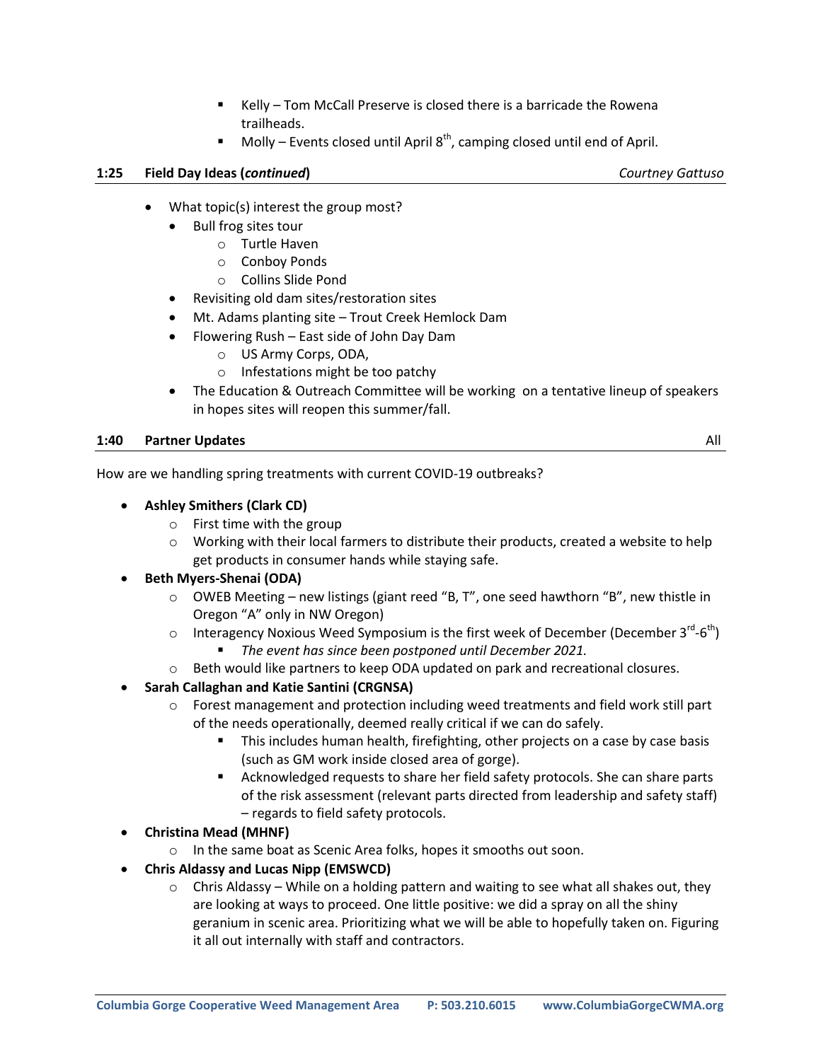- Kelly – Tom McCall Preserve is closed there is a barricade the Rowena trailheads.
- Molly – Events closed until April 8th, camping closed until end of April.

**1:25 Field Day Ideas (*continued*)** *Courtney Gattuso*

- What topic(s) interest the group most?
  - Bull frog sites tour
    - Turtle Haven
    - Conboy Ponds
    - Collins Slide Pond
  - Revisiting old dam sites/restoration sites
  - Mt. Adams planting site – Trout Creek Hemlock Dam
  - Flowering Rush – East side of John Day Dam
    - US Army Corps, ODA,
    - Infestations might be too patchy
  - The Education & Outreach Committee will be working on a tentative lineup of speakers in hopes sites will reopen this summer/fall.

**1:40 Partner Updates** All

How are we handling spring treatments with current COVID-19 outbreaks?

- **Ashley Smithers (Clark CD)**
  - First time with the group
  - Working with their local farmers to distribute their products, created a website to help get products in consumer hands while staying safe.
- **Beth Myers-Shenai (ODA)**
  - OWEB Meeting – new listings (giant reed "B, T", one seed hawthorn "B", new thistle in Oregon "A" only in NW Oregon)
  - Interagency Noxious Weed Symposium is the first week of December (December 3rd-6th)
    - *The event has since been postponed until December 2021.*
  - Beth would like partners to keep ODA updated on park and recreational closures.
- **Sarah Callaghan and Katie Santini (CRGNSA)**
  - Forest management and protection including weed treatments and field work still part of the needs operationally, deemed really critical if we can do safely.
    - This includes human health, firefighting, other projects on a case by case basis (such as GM work inside closed area of gorge).
    - Acknowledged requests to share her field safety protocols. She can share parts of the risk assessment (relevant parts directed from leadership and safety staff) – regards to field safety protocols.
- **Christina Mead (MHNF)**
  - In the same boat as Scenic Area folks, hopes it smooths out soon.
- **Chris Aldassy and Lucas Nipp (EMSWCD)**
  - Chris Aldassy – While on a holding pattern and waiting to see what all shakes out, they are looking at ways to proceed. One little positive: we did a spray on all the shiny geranium in scenic area. Prioritizing what we will be able to hopefully taken on. Figuring it all out internally with staff and contractors.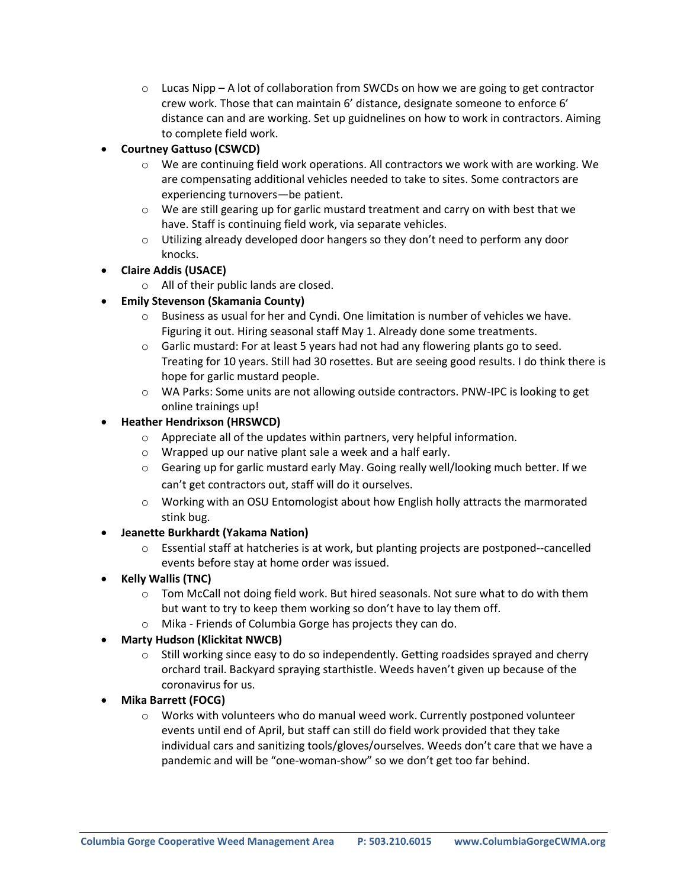- Lucas Nipp – A lot of collaboration from SWCDs on how we are going to get contractor crew work. Those that can maintain 6' distance, designate someone to enforce 6' distance can and are working. Set up guidnelines on how to work in contractors. Aiming to complete field work.
- **Courtney Gattuso (CSWCD)**
  - We are continuing field work operations. All contractors we work with are working. We are compensating additional vehicles needed to take to sites. Some contractors are experiencing turnovers—be patient.
  - We are still gearing up for garlic mustard treatment and carry on with best that we have. Staff is continuing field work, via separate vehicles.
  - Utilizing already developed door hangers so they don't need to perform any door knocks.
- **Claire Addis (USACE)**
  - All of their public lands are closed.
- **Emily Stevenson (Skamania County)**
  - Business as usual for her and Cyndi. One limitation is number of vehicles we have. Figuring it out. Hiring seasonal staff May 1. Already done some treatments.
  - Garlic mustard: For at least 5 years had not had any flowering plants go to seed. Treating for 10 years. Still had 30 rosettes. But are seeing good results. I do think there is hope for garlic mustard people.
  - WA Parks: Some units are not allowing outside contractors. PNW-IPC is looking to get online trainings up!
- **Heather Hendrixson (HRSWCD)**
  - Appreciate all of the updates within partners, very helpful information.
  - Wrapped up our native plant sale a week and a half early.
  - Gearing up for garlic mustard early May. Going really well/looking much better. If we can't get contractors out, staff will do it ourselves.
  - Working with an OSU Entomologist about how English holly attracts the marmorated stink bug.
- **Jeanette Burkhardt (Yakama Nation)**
  - Essential staff at hatcheries is at work, but planting projects are postponed--cancelled events before stay at home order was issued.
- **Kelly Wallis (TNC)**
  - Tom McCall not doing field work. But hired seasonals. Not sure what to do with them but want to try to keep them working so don't have to lay them off.
  - Mika - Friends of Columbia Gorge has projects they can do.
- **Marty Hudson (Klickitat NWCB)**
  - Still working since easy to do so independently. Getting roadsides sprayed and cherry orchard trail. Backyard spraying starthistle. Weeds haven't given up because of the coronavirus for us.
- **Mika Barrett (FOCG)**
  - Works with volunteers who do manual weed work. Currently postponed volunteer events until end of April, but staff can still do field work provided that they take individual cars and sanitizing tools/gloves/ourselves. Weeds don't care that we have a pandemic and will be "one-woman-show" so we don't get too far behind.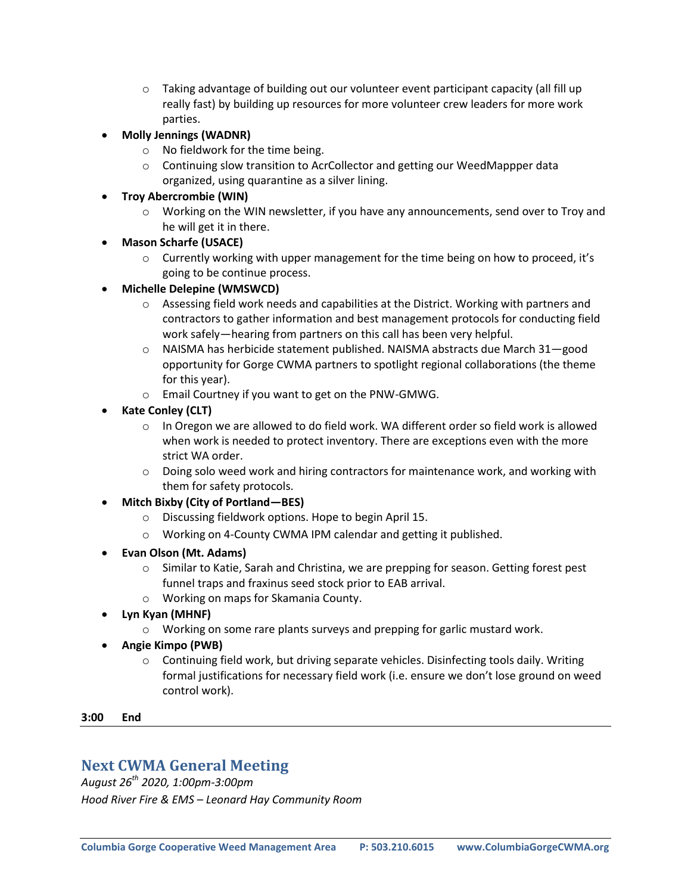- Taking advantage of building out our volunteer event participant capacity (all fill up really fast) by building up resources for more volunteer crew leaders for more work parties.
- **Molly Jennings (WADNR)**
    - No fieldwork for the time being.
    - Continuing slow transition to AcrCollector and getting our WeedMappper data organized, using quarantine as a silver lining.
- **Troy Abercrombie (WIN)**
    - Working on the WIN newsletter, if you have any announcements, send over to Troy and he will get it in there.
- **Mason Scharfe (USACE)**
    - Currently working with upper management for the time being on how to proceed, it's going to be continue process.
- **Michelle Delepine (WMSWCD)**
    - Assessing field work needs and capabilities at the District. Working with partners and contractors to gather information and best management protocols for conducting field work safely—hearing from partners on this call has been very helpful.
    - NAISMA has herbicide statement published. NAISMA abstracts due March 31—good opportunity for Gorge CWMA partners to spotlight regional collaborations (the theme for this year).
    - Email Courtney if you want to get on the PNW-GMWG.
- **Kate Conley (CLT)**
    - In Oregon we are allowed to do field work. WA different order so field work is allowed when work is needed to protect inventory. There are exceptions even with the more strict WA order.
    - Doing solo weed work and hiring contractors for maintenance work, and working with them for safety protocols.
- **Mitch Bixby (City of Portland—BES)**
    - Discussing fieldwork options. Hope to begin April 15.
    - Working on 4-County CWMA IPM calendar and getting it published.
- **Evan Olson (Mt. Adams)**
    - Similar to Katie, Sarah and Christina, we are prepping for season. Getting forest pest funnel traps and fraxinus seed stock prior to EAB arrival.
    - Working on maps for Skamania County.
- **Lyn Kyan (MHNF)**
    - Working on some rare plants surveys and prepping for garlic mustard work.
- **Angie Kimpo (PWB)**
    - Continuing field work, but driving separate vehicles. Disinfecting tools daily. Writing formal justifications for necessary field work (i.e. ensure we don't lose ground on weed control work).

**3:00 End**

## Next CWMA General Meeting

*August 26th 2020, 1:00pm-3:00pm*
*Hood River Fire & EMS – Leonard Hay Community Room*